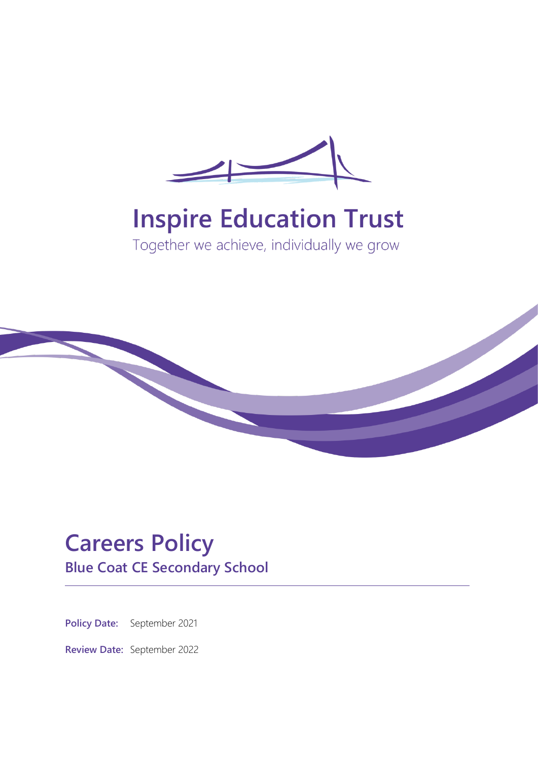# Inspire Education Trust

Together we achieve, individually we grow

# Careers Policy

## Blue Coat CE Secondary School

**Policy Date:** September 2021

**Review Date:** September 2022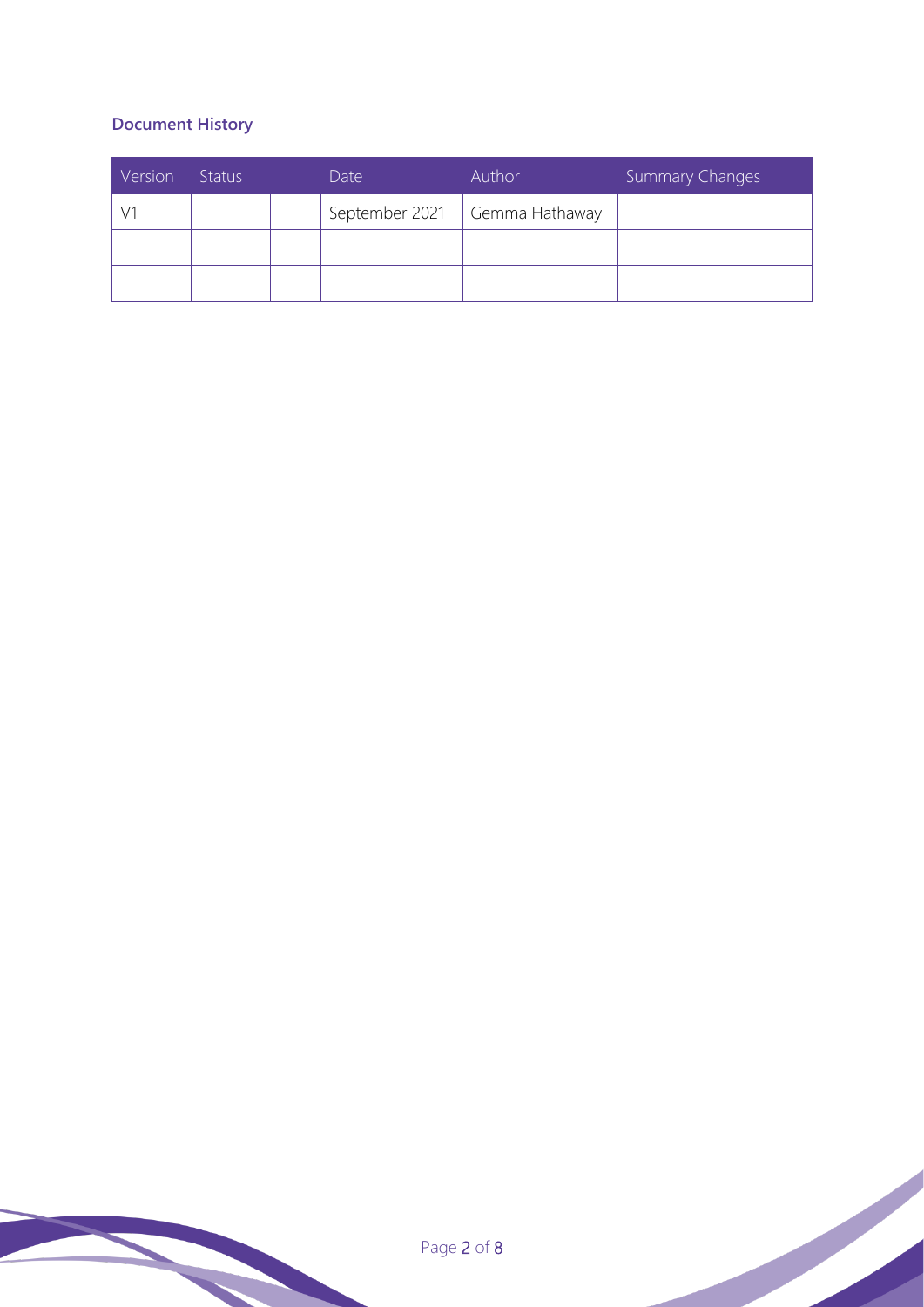## Document History

| Version | Status | | Date | Author | Summary Changes |
|---|---|---|---|---|---|
| V1 | | | September 2021 | Gemma Hathaway | |
| | | | | | |
| | | | | | |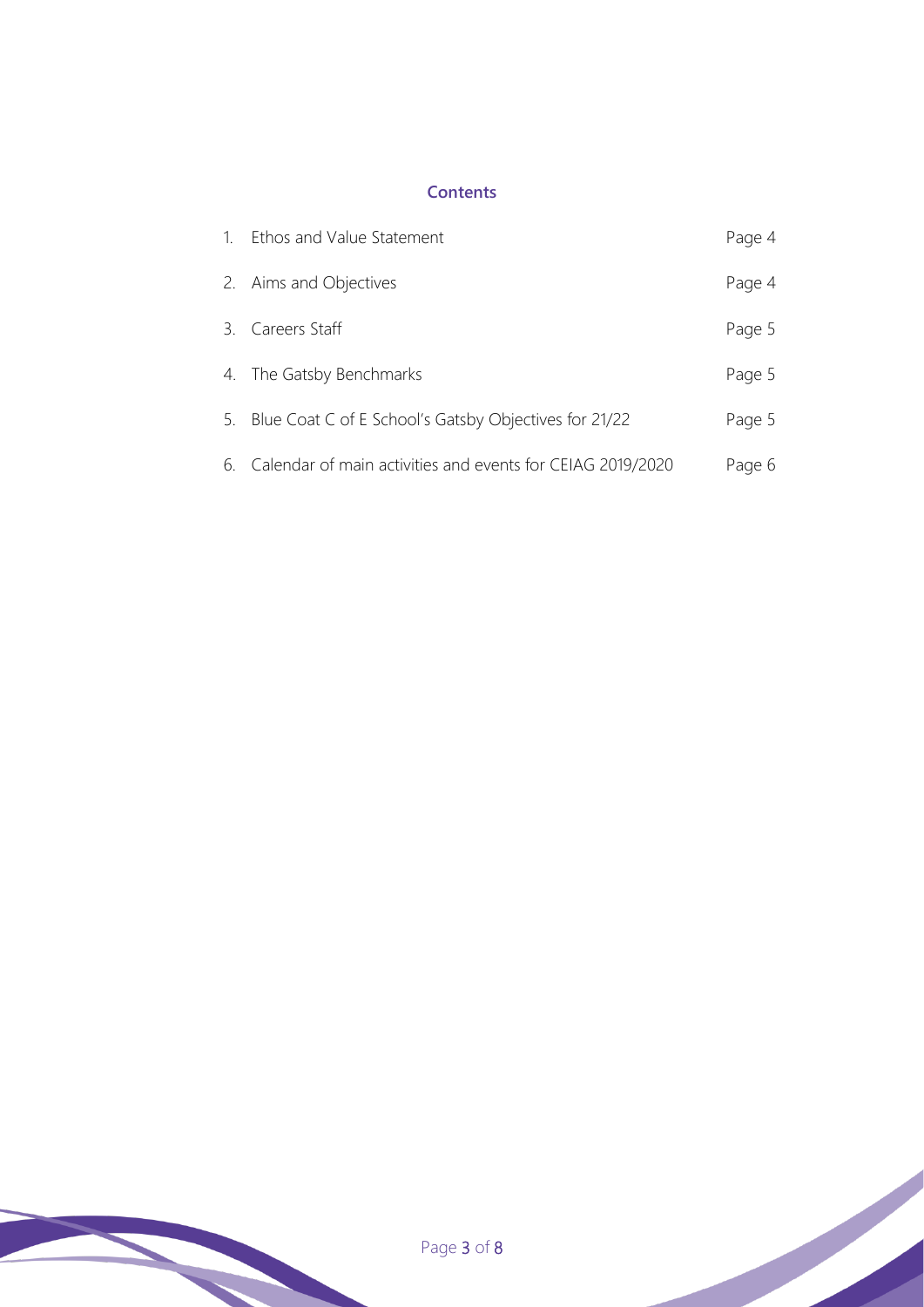## Contents

| | | |
|---|---|---|
| 1. | Ethos and Value Statement | Page 4 |
| 2. | Aims and Objectives | Page 4 |
| 3. | Careers Staff | Page 5 |
| 4. | The Gatsby Benchmarks | Page 5 |
| 5. | Blue Coat C of E School's Gatsby Objectives for 21/22 | Page 5 |
| 6. | Calendar of main activities and events for CEIAG 2019/2020 | Page 6 |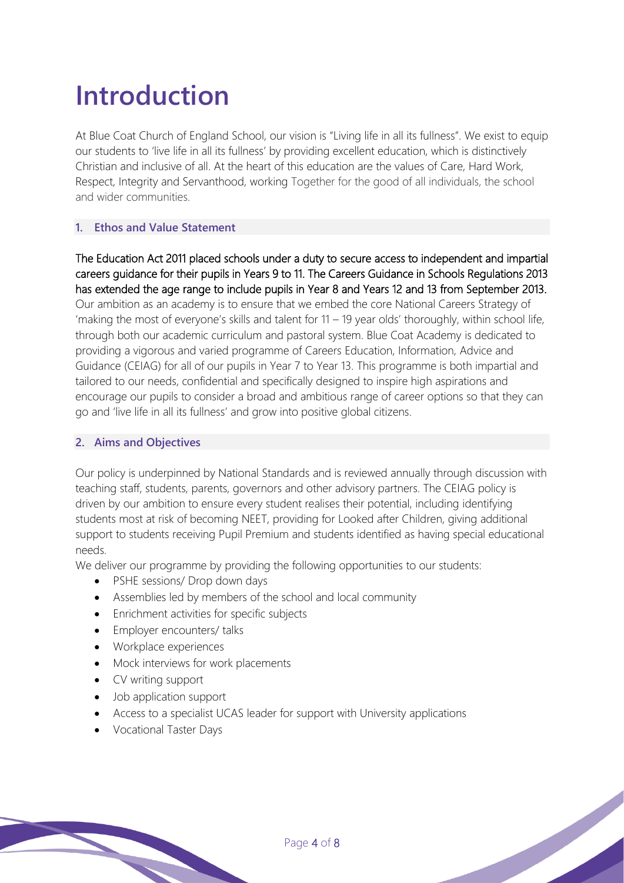# Introduction

At Blue Coat Church of England School, our vision is "Living life in all its fullness". We exist to equip our students to 'live life in all its fullness' by providing excellent education, which is distinctively Christian and inclusive of all. At the heart of this education are the values of Care, Hard Work, Respect, Integrity and Servanthood, working Together for the good of all individuals, the school and wider communities.

## 1. Ethos and Value Statement

The Education Act 2011 placed schools under a duty to secure access to independent and impartial careers guidance for their pupils in Years 9 to 11. The Careers Guidance in Schools Regulations 2013 has extended the age range to include pupils in Year 8 and Years 12 and 13 from September 2013. Our ambition as an academy is to ensure that we embed the core National Careers Strategy of 'making the most of everyone's skills and talent for 11 – 19 year olds' thoroughly, within school life, through both our academic curriculum and pastoral system. Blue Coat Academy is dedicated to providing a vigorous and varied programme of Careers Education, Information, Advice and Guidance (CEIAG) for all of our pupils in Year 7 to Year 13. This programme is both impartial and tailored to our needs, confidential and specifically designed to inspire high aspirations and encourage our pupils to consider a broad and ambitious range of career options so that they can go and 'live life in all its fullness' and grow into positive global citizens.

## 2. Aims and Objectives

Our policy is underpinned by National Standards and is reviewed annually through discussion with teaching staff, students, parents, governors and other advisory partners. The CEIAG policy is driven by our ambition to ensure every student realises their potential, including identifying students most at risk of becoming NEET, providing for Looked after Children, giving additional support to students receiving Pupil Premium and students identified as having special educational needs.

We deliver our programme by providing the following opportunities to our students:

- PSHE sessions/ Drop down days
- Assemblies led by members of the school and local community
- Enrichment activities for specific subjects
- Employer encounters/ talks
- Workplace experiences
- Mock interviews for work placements
- CV writing support
- Job application support
- Access to a specialist UCAS leader for support with University applications
- Vocational Taster Days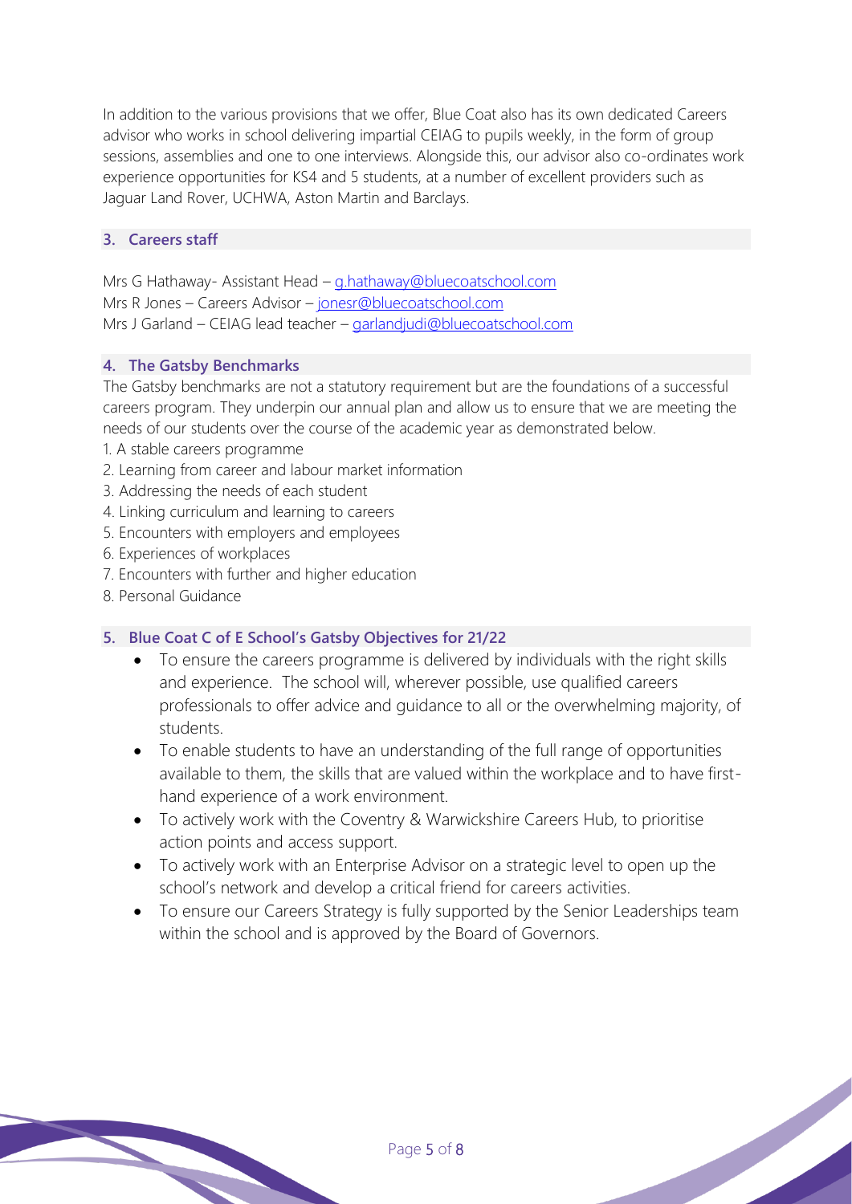In addition to the various provisions that we offer, Blue Coat also has its own dedicated Careers advisor who works in school delivering impartial CEIAG to pupils weekly, in the form of group sessions, assemblies and one to one interviews. Alongside this, our advisor also co-ordinates work experience opportunities for KS4 and 5 students, at a number of excellent providers such as Jaguar Land Rover, UCHWA, Aston Martin and Barclays.

## 3. Careers staff

Mrs G Hathaway- Assistant Head – g.hathaway@bluecoatschool.com
Mrs R Jones – Careers Advisor – jonesr@bluecoatschool.com
Mrs J Garland – CEIAG lead teacher – garlandjudi@bluecoatschool.com

## 4. The Gatsby Benchmarks

The Gatsby benchmarks are not a statutory requirement but are the foundations of a successful careers program. They underpin our annual plan and allow us to ensure that we are meeting the needs of our students over the course of the academic year as demonstrated below.

1. A stable careers programme
2. Learning from career and labour market information
3. Addressing the needs of each student
4. Linking curriculum and learning to careers
5. Encounters with employers and employees
6. Experiences of workplaces
7. Encounters with further and higher education
8. Personal Guidance

## 5. Blue Coat C of E School's Gatsby Objectives for 21/22

- To ensure the careers programme is delivered by individuals with the right skills and experience. The school will, wherever possible, use qualified careers professionals to offer advice and guidance to all or the overwhelming majority, of students.
- To enable students to have an understanding of the full range of opportunities available to them, the skills that are valued within the workplace and to have first-hand experience of a work environment.
- To actively work with the Coventry & Warwickshire Careers Hub, to prioritise action points and access support.
- To actively work with an Enterprise Advisor on a strategic level to open up the school's network and develop a critical friend for careers activities.
- To ensure our Careers Strategy is fully supported by the Senior Leaderships team within the school and is approved by the Board of Governors.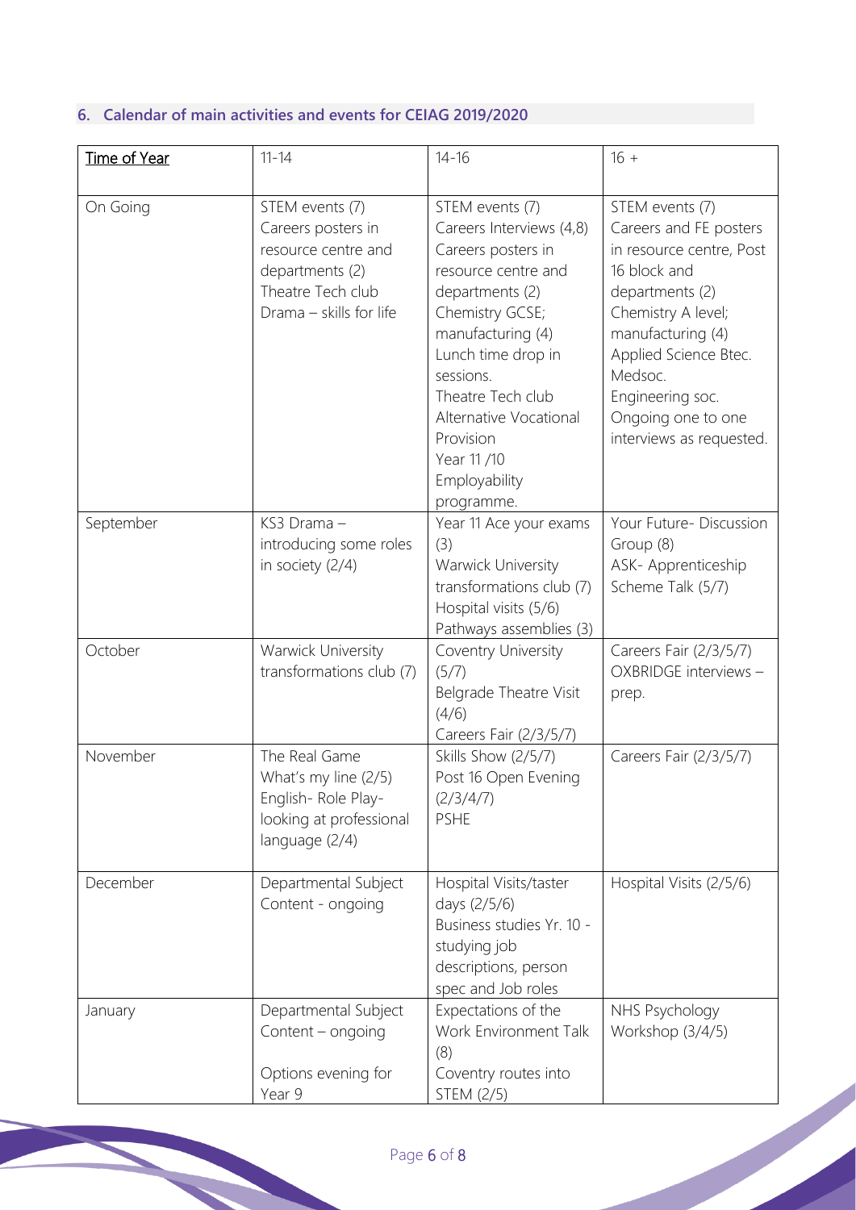## 6. Calendar of main activities and events for CEIAG 2019/2020

| Time of Year | 11-14 | 14-16 | 16 + |
|---|---|---|---|
| On Going | STEM events (7)<br>Careers posters in resource centre and departments (2)<br>Theatre Tech club<br>Drama – skills for life | STEM events (7)<br>Careers Interviews (4,8)<br>Careers posters in resource centre and departments (2)<br>Chemistry GCSE; manufacturing (4)<br>Lunch time drop in sessions.<br>Theatre Tech club<br>Alternative Vocational Provision<br>Year 11 /10 Employability programme. | STEM events (7)<br>Careers and FE posters in resource centre, Post 16 block and departments (2)<br>Chemistry A level; manufacturing (4)<br>Applied Science Btec.<br>Medsoc.<br>Engineering soc.<br>Ongoing one to one interviews as requested. |
| September | KS3 Drama – introducing some roles in society (2/4) | Year 11 Ace your exams (3)<br>Warwick University transformations club (7)<br>Hospital visits (5/6)<br>Pathways assemblies (3) | Your Future- Discussion Group (8)<br>ASK- Apprenticeship Scheme Talk (5/7) |
| October | Warwick University transformations club (7) | Coventry University (5/7)<br>Belgrade Theatre Visit (4/6)<br>Careers Fair (2/3/5/7) | Careers Fair (2/3/5/7)<br>OXBRIDGE interviews – prep. |
| November | The Real Game<br>What's my line (2/5)<br>English- Role Play- looking at professional language (2/4) | Skills Show (2/5/7)<br>Post 16 Open Evening (2/3/4/7)<br>PSHE | Careers Fair (2/3/5/7) |
| December | Departmental Subject Content - ongoing | Hospital Visits/taster days (2/5/6)<br>Business studies Yr. 10 - studying job descriptions, person spec and Job roles | Hospital Visits (2/5/6) |
| January | Departmental Subject Content – ongoing<br><br>Options evening for Year 9 | Expectations of the Work Environment Talk (8)<br>Coventry routes into STEM (2/5) | NHS Psychology Workshop (3/4/5) |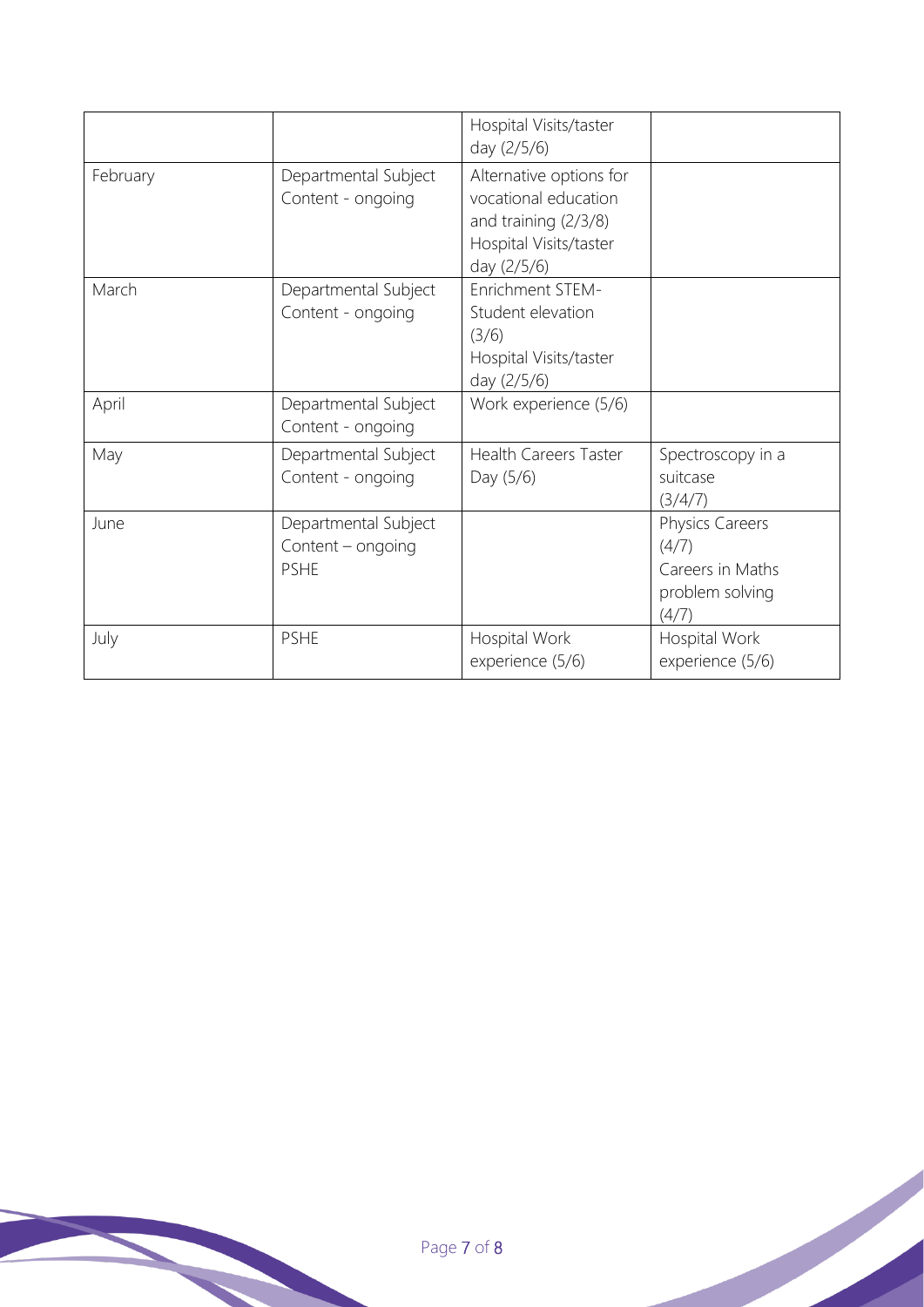|  |  | Hospital Visits/taster day (2/5/6) |  |
| --- | --- | --- | --- |
| February | Departmental Subject Content - ongoing | Alternative options for vocational education and training (2/3/8) Hospital Visits/taster day (2/5/6) |  |
| March | Departmental Subject Content - ongoing | Enrichment STEM- Student elevation (3/6) Hospital Visits/taster day (2/5/6) |  |
| April | Departmental Subject Content - ongoing | Work experience (5/6) |  |
| May | Departmental Subject Content - ongoing | Health Careers Taster Day (5/6) | Spectroscopy in a suitcase (3/4/7) |
| June | Departmental Subject Content – ongoing PSHE |  | Physics Careers (4/7) Careers in Maths problem solving (4/7) |
| July | PSHE | Hospital Work experience (5/6) | Hospital Work experience (5/6) |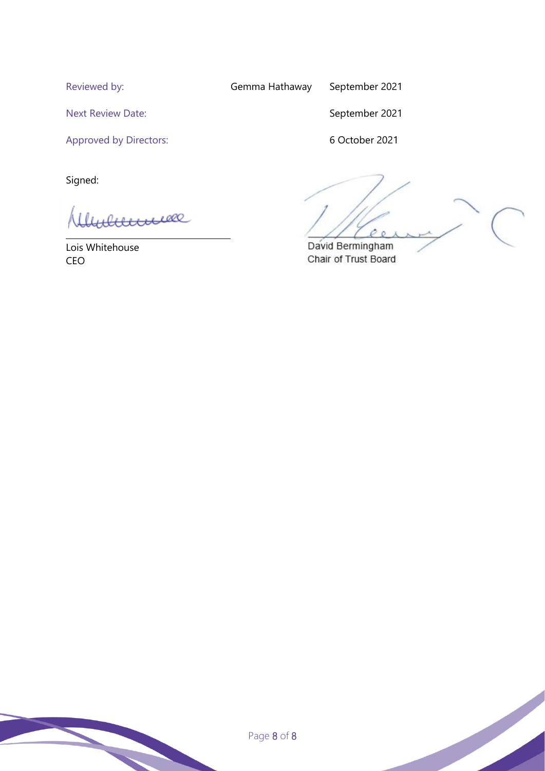| | | |
|---|---|---|
| Reviewed by: | Gemma Hathaway | September 2021 |
| Next Review Date: | | September 2021 |
| Approved by Directors: | | 6 October 2021 |

Signed:

Lois Whitehouse
CEO

David Bermingham
Chair of Trust Board